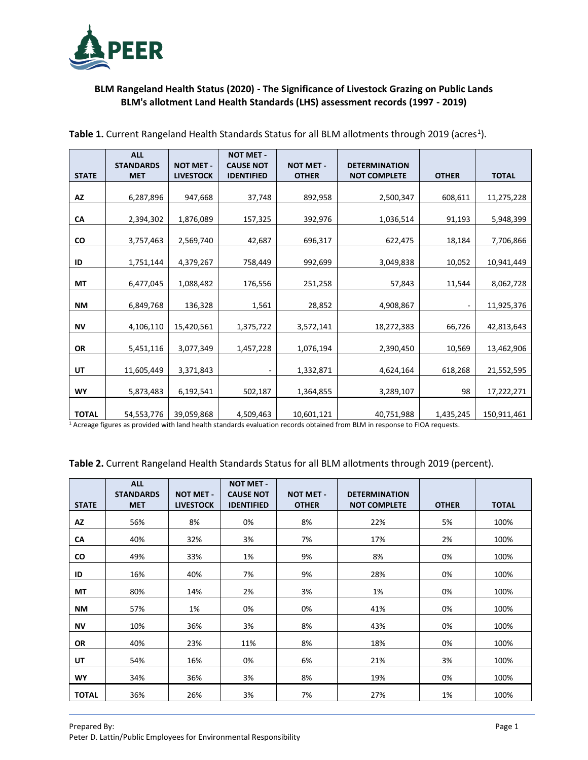**BLM Rangeland Health Status (2020) - The Significance of Livestock Grazing on Public Lands**
**BLM's allotment Land Health Standards (LHS) assessment records (1997 - 2019)**

**Table 1.** Current Rangeland Health Standards Status for all BLM allotments through 2019 (acres[1]).

| STATE | ALL STANDARDS MET | NOT MET - LIVESTOCK | NOT MET - CAUSE NOT IDENTIFIED | NOT MET - OTHER | DETERMINATION NOT COMPLETE | OTHER | TOTAL |
|---|---|---|---|---|---|---|---|
| **AZ** | 6,287,896 | 947,668 | 37,748 | 892,958 | 2,500,347 | 608,611 | 11,275,228 |
| **CA** | 2,394,302 | 1,876,089 | 157,325 | 392,976 | 1,036,514 | 91,193 | 5,948,399 |
| **CO** | 3,757,463 | 2,569,740 | 42,687 | 696,317 | 622,475 | 18,184 | 7,706,866 |
| **ID** | 1,751,144 | 4,379,267 | 758,449 | 992,699 | 3,049,838 | 10,052 | 10,941,449 |
| **MT** | 6,477,045 | 1,088,482 | 176,556 | 251,258 | 57,843 | 11,544 | 8,062,728 |
| **NM** | 6,849,768 | 136,328 | 1,561 | 28,852 | 4,908,867 | - | 11,925,376 |
| **NV** | 4,106,110 | 15,420,561 | 1,375,722 | 3,572,141 | 18,272,383 | 66,726 | 42,813,643 |
| **OR** | 5,451,116 | 3,077,349 | 1,457,228 | 1,076,194 | 2,390,450 | 10,569 | 13,462,906 |
| **UT** | 11,605,449 | 3,371,843 | - | 1,332,871 | 4,624,164 | 618,268 | 21,552,595 |
| **WY** | 5,873,483 | 6,192,541 | 502,187 | 1,364,855 | 3,289,107 | 98 | 17,222,271 |
| **TOTAL** | 54,553,776 | 39,059,868 | 4,509,463 | 10,601,121 | 40,751,988 | 1,435,245 | 150,911,461 |

[1] Acreage figures as provided with land health standards evaluation records obtained from BLM in response to FIOA requests.

**Table 2.** Current Rangeland Health Standards Status for all BLM allotments through 2019 (percent).

| STATE | ALL STANDARDS MET | NOT MET - LIVESTOCK | NOT MET - CAUSE NOT IDENTIFIED | NOT MET - OTHER | DETERMINATION NOT COMPLETE | OTHER | TOTAL |
|---|---|---|---|---|---|---|---|
| **AZ** | 56% | 8% | 0% | 8% | 22% | 5% | 100% |
| **CA** | 40% | 32% | 3% | 7% | 17% | 2% | 100% |
| **CO** | 49% | 33% | 1% | 9% | 8% | 0% | 100% |
| **ID** | 16% | 40% | 7% | 9% | 28% | 0% | 100% |
| **MT** | 80% | 14% | 2% | 3% | 1% | 0% | 100% |
| **NM** | 57% | 1% | 0% | 0% | 41% | 0% | 100% |
| **NV** | 10% | 36% | 3% | 8% | 43% | 0% | 100% |
| **OR** | 40% | 23% | 11% | 8% | 18% | 0% | 100% |
| **UT** | 54% | 16% | 0% | 6% | 21% | 3% | 100% |
| **WY** | 34% | 36% | 3% | 8% | 19% | 0% | 100% |
| **TOTAL** | 36% | 26% | 3% | 7% | 27% | 1% | 100% |

Prepared By:
Peter D. Lattin/Public Employees for Environmental Responsibility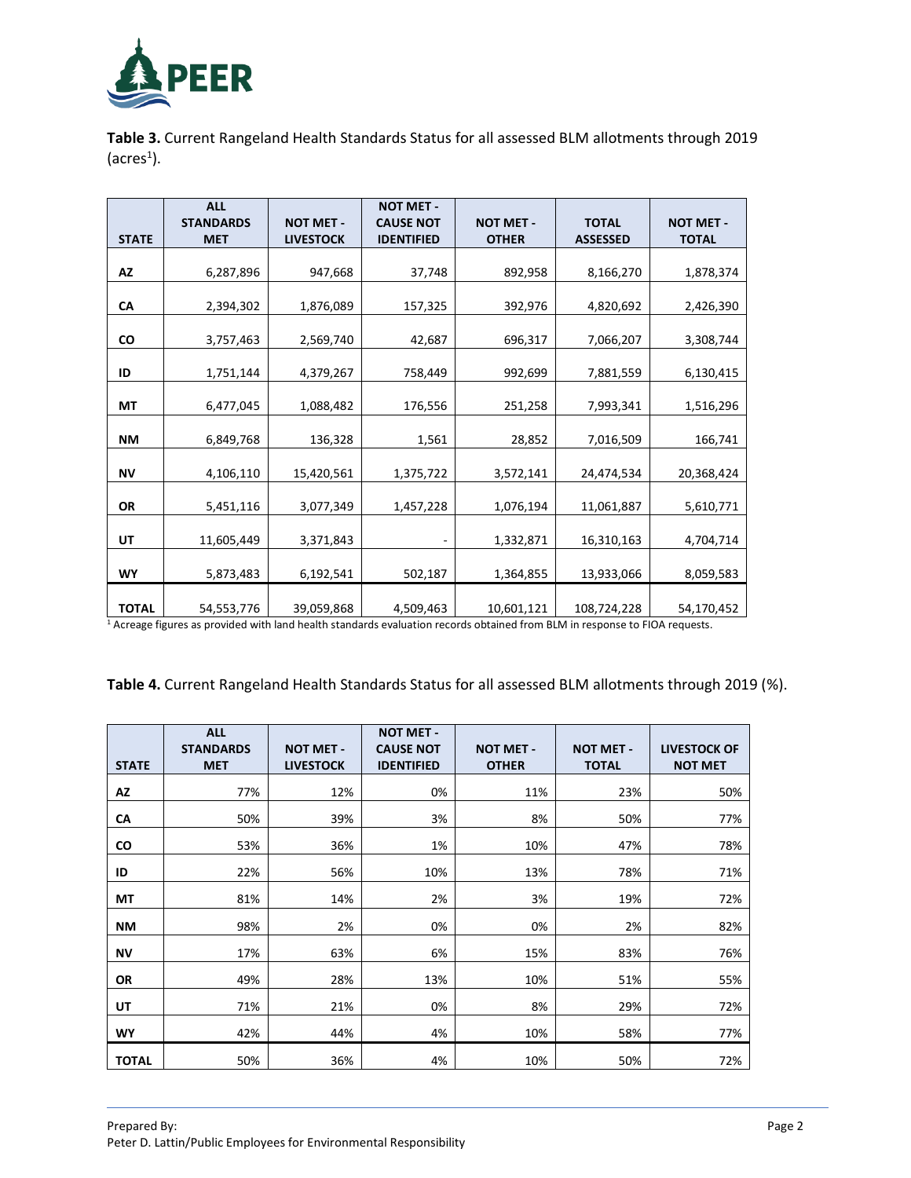**Table 3.** Current Rangeland Health Standards Status for all assessed BLM allotments through 2019 (acres[1]).

| STATE | ALL STANDARDS MET | NOT MET - LIVESTOCK | NOT MET - CAUSE NOT IDENTIFIED | NOT MET - OTHER | TOTAL ASSESSED | NOT MET - TOTAL |
|---|---|---|---|---|---|---|
| AZ | 6,287,896 | 947,668 | 37,748 | 892,958 | 8,166,270 | 1,878,374 |
| CA | 2,394,302 | 1,876,089 | 157,325 | 392,976 | 4,820,692 | 2,426,390 |
| CO | 3,757,463 | 2,569,740 | 42,687 | 696,317 | 7,066,207 | 3,308,744 |
| ID | 1,751,144 | 4,379,267 | 758,449 | 992,699 | 7,881,559 | 6,130,415 |
| MT | 6,477,045 | 1,088,482 | 176,556 | 251,258 | 7,993,341 | 1,516,296 |
| NM | 6,849,768 | 136,328 | 1,561 | 28,852 | 7,016,509 | 166,741 |
| NV | 4,106,110 | 15,420,561 | 1,375,722 | 3,572,141 | 24,474,534 | 20,368,424 |
| OR | 5,451,116 | 3,077,349 | 1,457,228 | 1,076,194 | 11,061,887 | 5,610,771 |
| UT | 11,605,449 | 3,371,843 | - | 1,332,871 | 16,310,163 | 4,704,714 |
| WY | 5,873,483 | 6,192,541 | 502,187 | 1,364,855 | 13,933,066 | 8,059,583 |
| TOTAL | 54,553,776 | 39,059,868 | 4,509,463 | 10,601,121 | 108,724,228 | 54,170,452 |

[1] Acreage figures as provided with land health standards evaluation records obtained from BLM in response to FIOA requests.

**Table 4.** Current Rangeland Health Standards Status for all assessed BLM allotments through 2019 (%).

| STATE | ALL STANDARDS MET | NOT MET - LIVESTOCK | NOT MET - CAUSE NOT IDENTIFIED | NOT MET - OTHER | NOT MET - TOTAL | LIVESTOCK OF NOT MET |
|---|---|---|---|---|---|---|
| AZ | 77% | 12% | 0% | 11% | 23% | 50% |
| CA | 50% | 39% | 3% | 8% | 50% | 77% |
| CO | 53% | 36% | 1% | 10% | 47% | 78% |
| ID | 22% | 56% | 10% | 13% | 78% | 71% |
| MT | 81% | 14% | 2% | 3% | 19% | 72% |
| NM | 98% | 2% | 0% | 0% | 2% | 82% |
| NV | 17% | 63% | 6% | 15% | 83% | 76% |
| OR | 49% | 28% | 13% | 10% | 51% | 55% |
| UT | 71% | 21% | 0% | 8% | 29% | 72% |
| WY | 42% | 44% | 4% | 10% | 58% | 77% |
| TOTAL | 50% | 36% | 4% | 10% | 50% | 72% |

Prepared By:
Peter D. Lattin/Public Employees for Environmental Responsibility